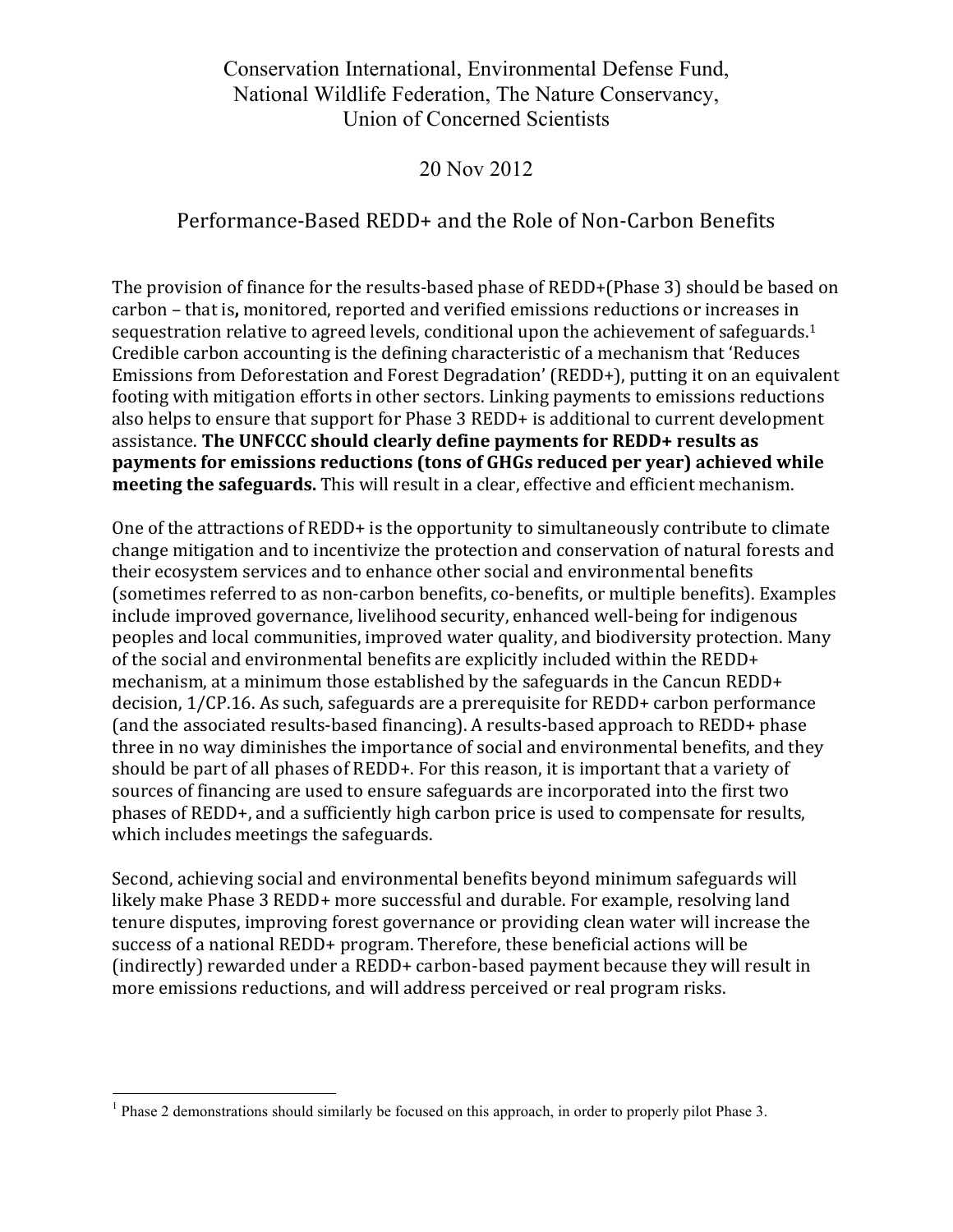Conservation International, Environmental Defense Fund, National Wildlife Federation, The Nature Conservancy, Union of Concerned Scientists

20 Nov 2012

# Performance-Based REDD+ and the Role of Non-Carbon Benefits

The provision of finance for the results-based phase of REDD+(Phase 3) should be based on carbon – that is**,** monitored, reported and verified emissions reductions or increases in sequestration relative to agreed levels, conditional upon the achievement of safeguards.[1] Credible carbon accounting is the defining characteristic of a mechanism that 'Reduces Emissions from Deforestation and Forest Degradation' (REDD+), putting it on an equivalent footing with mitigation efforts in other sectors. Linking payments to emissions reductions also helps to ensure that support for Phase 3 REDD+ is additional to current development assistance. **The UNFCCC should clearly define payments for REDD+ results as payments for emissions reductions (tons of GHGs reduced per year) achieved while meeting the safeguards.** This will result in a clear, effective and efficient mechanism.

One of the attractions of REDD+ is the opportunity to simultaneously contribute to climate change mitigation and to incentivize the protection and conservation of natural forests and their ecosystem services and to enhance other social and environmental benefits (sometimes referred to as non-carbon benefits, co-benefits, or multiple benefits). Examples include improved governance, livelihood security, enhanced well-being for indigenous peoples and local communities, improved water quality, and biodiversity protection. Many of the social and environmental benefits are explicitly included within the REDD+ mechanism, at a minimum those established by the safeguards in the Cancun REDD+ decision, 1/CP.16. As such, safeguards are a prerequisite for REDD+ carbon performance (and the associated results-based financing). A results-based approach to REDD+ phase three in no way diminishes the importance of social and environmental benefits, and they should be part of all phases of REDD+. For this reason, it is important that a variety of sources of financing are used to ensure safeguards are incorporated into the first two phases of REDD+, and a sufficiently high carbon price is used to compensate for results, which includes meetings the safeguards.

Second, achieving social and environmental benefits beyond minimum safeguards will likely make Phase 3 REDD+ more successful and durable. For example, resolving land tenure disputes, improving forest governance or providing clean water will increase the success of a national REDD+ program. Therefore, these beneficial actions will be (indirectly) rewarded under a REDD+ carbon-based payment because they will result in more emissions reductions, and will address perceived or real program risks.

---

[1] Phase 2 demonstrations should similarly be focused on this approach, in order to properly pilot Phase 3.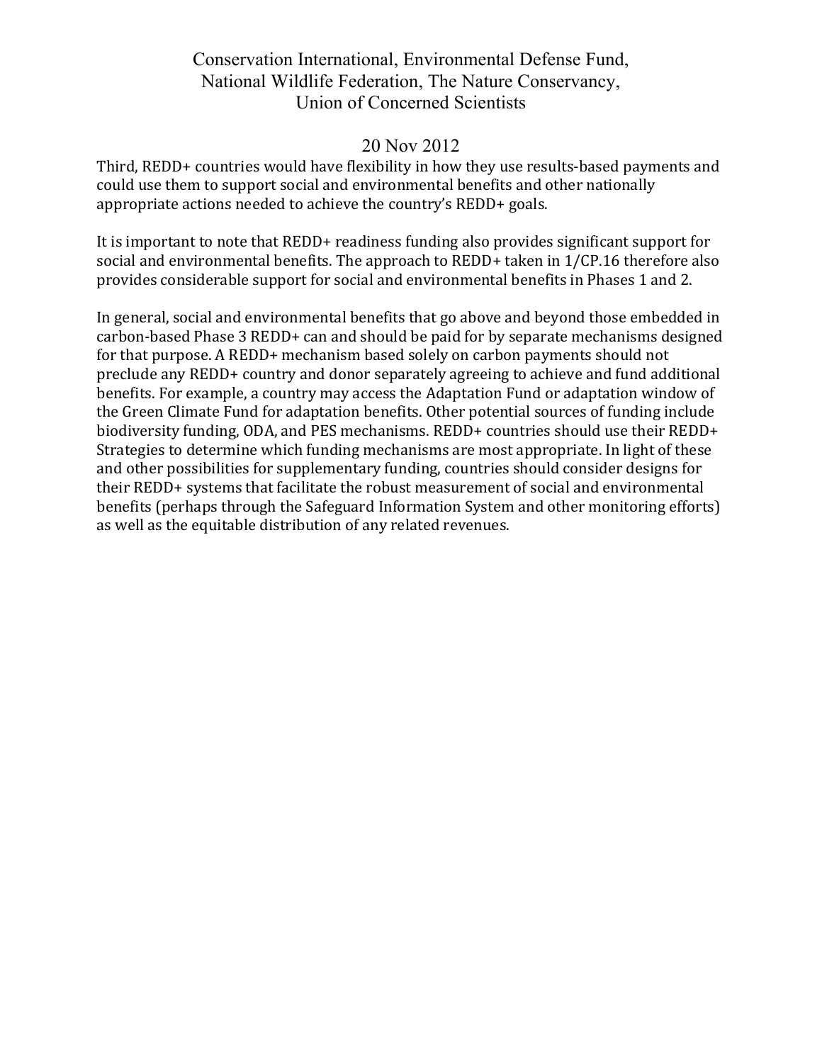Third, REDD+ countries would have flexibility in how they use results-based payments and could use them to support social and environmental benefits and other nationally appropriate actions needed to achieve the country's REDD+ goals.

It is important to note that REDD+ readiness funding also provides significant support for social and environmental benefits. The approach to REDD+ taken in 1/CP.16 therefore also provides considerable support for social and environmental benefits in Phases 1 and 2.

In general, social and environmental benefits that go above and beyond those embedded in carbon-based Phase 3 REDD+ can and should be paid for by separate mechanisms designed for that purpose. A REDD+ mechanism based solely on carbon payments should not preclude any REDD+ country and donor separately agreeing to achieve and fund additional benefits. For example, a country may access the Adaptation Fund or adaptation window of the Green Climate Fund for adaptation benefits. Other potential sources of funding include biodiversity funding, ODA, and PES mechanisms. REDD+ countries should use their REDD+ Strategies to determine which funding mechanisms are most appropriate. In light of these and other possibilities for supplementary funding, countries should consider designs for their REDD+ systems that facilitate the robust measurement of social and environmental benefits (perhaps through the Safeguard Information System and other monitoring efforts) as well as the equitable distribution of any related revenues.